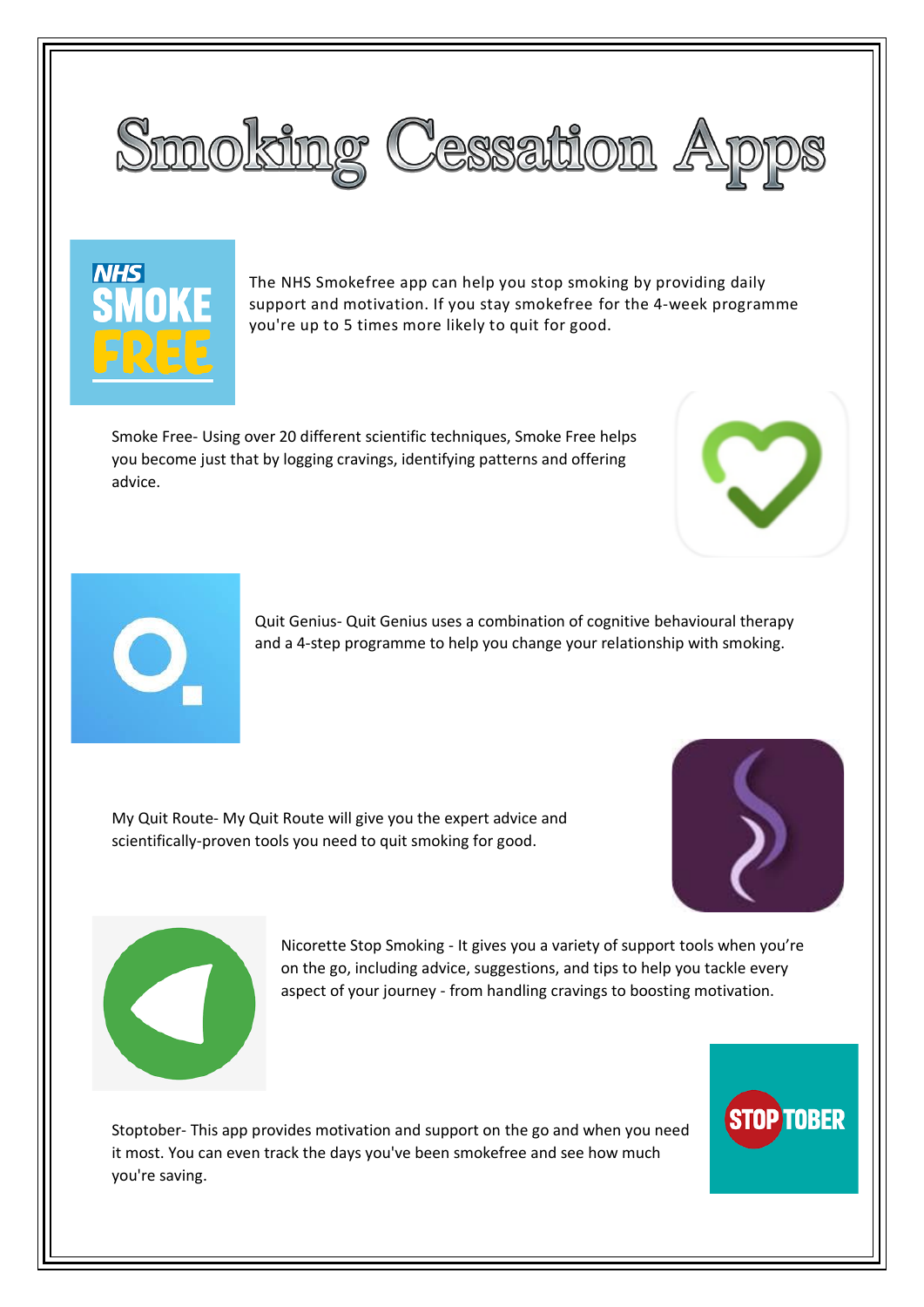# Smoking Cessation Apps

The NHS Smokefree app can help you stop smoking by providing daily support and motivation. If you stay smokefree for the 4-week programme you're up to 5 times more likely to quit for good.

Smoke Free- Using over 20 different scientific techniques, Smoke Free helps you become just that by logging cravings, identifying patterns and offering advice.

Quit Genius- Quit Genius uses a combination of cognitive behavioural therapy and a 4-step programme to help you change your relationship with smoking.

My Quit Route- My Quit Route will give you the expert advice and scientifically-proven tools you need to quit smoking for good.

Nicorette Stop Smoking - It gives you a variety of support tools when you're on the go, including advice, suggestions, and tips to help you tackle every aspect of your journey - from handling cravings to boosting motivation.

Stoptober- This app provides motivation and support on the go and when you need it most. You can even track the days you've been smokefree and see how much you're saving.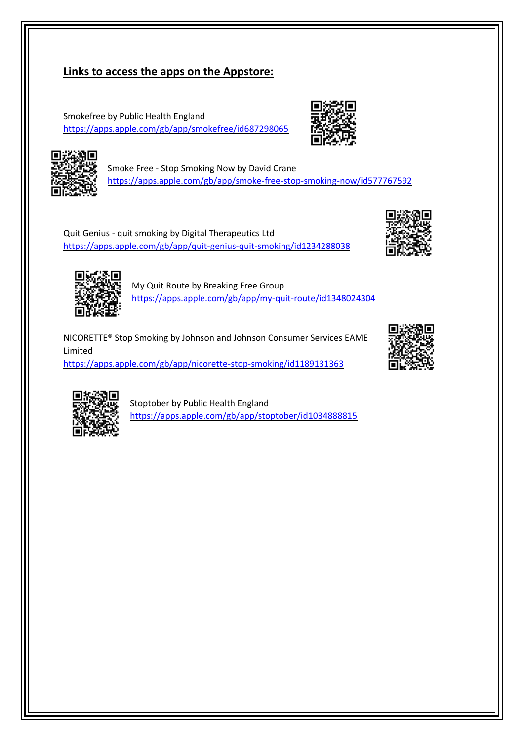## Links to access the apps on the Appstore:

Smokefree by Public Health England
https://apps.apple.com/gb/app/smokefree/id687298065

Smoke Free - Stop Smoking Now by David Crane
https://apps.apple.com/gb/app/smoke-free-stop-smoking-now/id577767592

Quit Genius - quit smoking by Digital Therapeutics Ltd
https://apps.apple.com/gb/app/quit-genius-quit-smoking/id1234288038

My Quit Route by Breaking Free Group
https://apps.apple.com/gb/app/my-quit-route/id1348024304

NICORETTE® Stop Smoking by Johnson and Johnson Consumer Services EAME Limited
https://apps.apple.com/gb/app/nicorette-stop-smoking/id1189131363

Stoptober by Public Health England
https://apps.apple.com/gb/app/stoptober/id1034888815